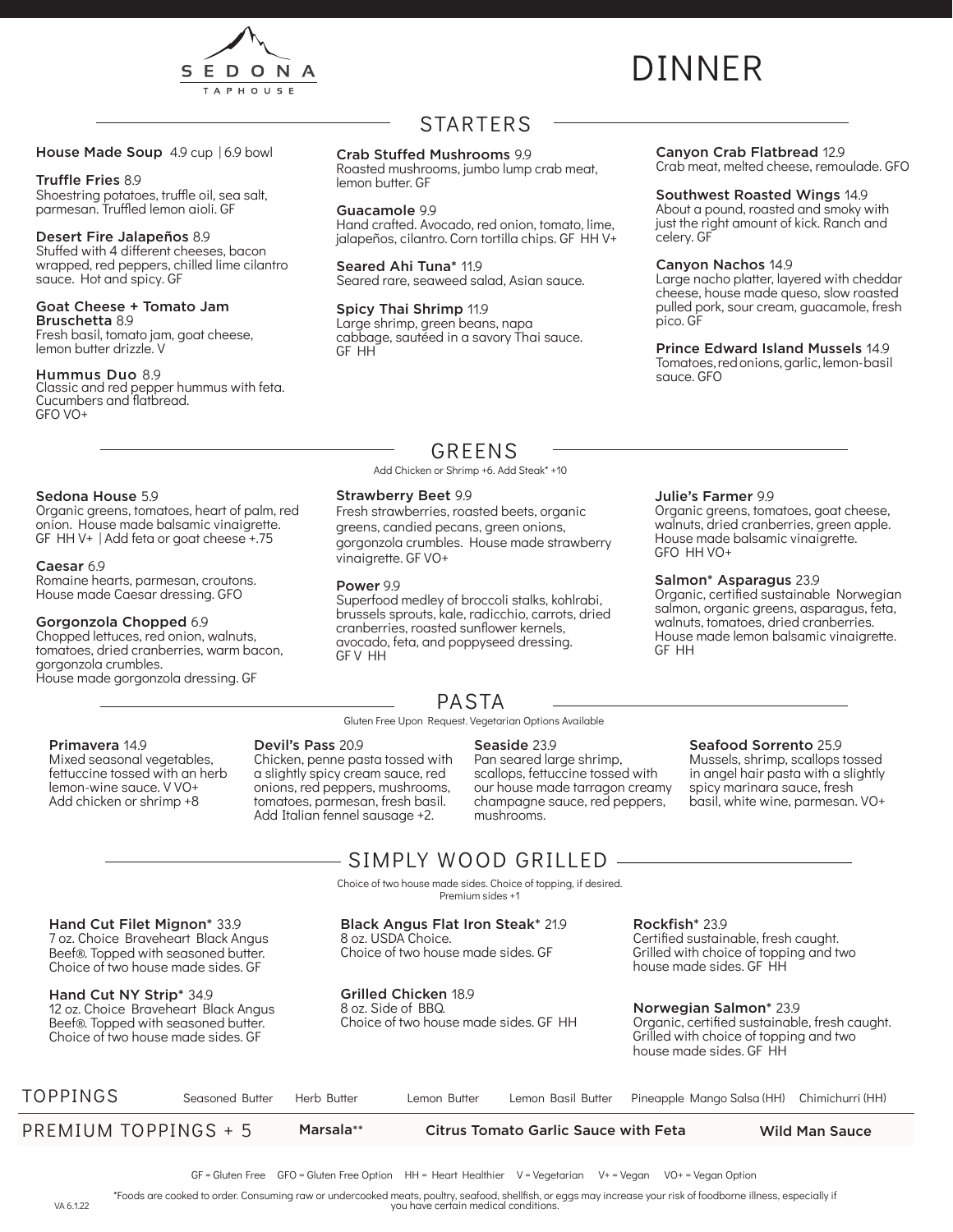# SEDONA TAPHOUSE

# DINNER

## STARTERS

**House Made Soup** 4.9 cup | 6.9 bowl

**Truffle Fries** 8.9
Shoestring potatoes, truffle oil, sea salt, parmesan. Truffled lemon aioli. GF

**Desert Fire Jalapeños** 8.9
Stuffed with 4 different cheeses, bacon wrapped, red peppers, chilled lime cilantro sauce. Hot and spicy. GF

**Goat Cheese + Tomato Jam Bruschetta** 8.9
Fresh basil, tomato jam, goat cheese, lemon butter drizzle. V

**Hummus Duo** 8.9
Classic and red pepper hummus with feta. Cucumbers and flatbread. GFO VO+

**Crab Stuffed Mushrooms** 9.9
Roasted mushrooms, jumbo lump crab meat, lemon butter. GF

**Guacamole** 9.9
Hand crafted. Avocado, red onion, tomato, lime, jalapeños, cilantro. Corn tortilla chips. GF HH V+

**Seared Ahi Tuna*** 11.9
Seared rare, seaweed salad, Asian sauce.

**Spicy Thai Shrimp** 11.9
Large shrimp, green beans, napa cabbage, sautéed in a savory Thai sauce. GF HH

**Canyon Crab Flatbread** 12.9
Crab meat, melted cheese, remoulade. GFO

**Southwest Roasted Wings** 14.9
About a pound, roasted and smoky with just the right amount of kick. Ranch and celery. GF

**Canyon Nachos** 14.9
Large nacho platter, layered with cheddar cheese, house made queso, slow roasted pulled pork, sour cream, guacamole, fresh pico. GF

**Prince Edward Island Mussels** 14.9
Tomatoes, red onions, garlic, lemon-basil sauce. GFO

## GREENS

Add Chicken or Shrimp +6. Add Steak* +10

**Sedona House** 5.9
Organic greens, tomatoes, heart of palm, red onion. House made balsamic vinaigrette. GF HH V+ | Add feta or goat cheese +.75

**Caesar** 6.9
Romaine hearts, parmesan, croutons. House made Caesar dressing. GFO

**Gorgonzola Chopped** 6.9
Chopped lettuces, red onion, walnuts, tomatoes, dried cranberries, warm bacon, gorgonzola crumbles. House made gorgonzola dressing. GF

**Strawberry Beet** 9.9
Fresh strawberries, roasted beets, organic greens, candied pecans, green onions, gorgonzola crumbles. House made strawberry vinaigrette. GF VO+

**Power** 9.9
Superfood medley of broccoli stalks, kohlrabi, brussels sprouts, kale, radicchio, carrots, dried cranberries, roasted sunflower kernels, avocado, feta, and poppyseed dressing. GF V HH

**Julie's Farmer** 9.9
Organic greens, tomatoes, goat cheese, walnuts, dried cranberries, green apple. House made balsamic vinaigrette. GFO HH VO+

**Salmon* Asparagus** 23.9
Organic, certified sustainable Norwegian salmon, organic greens, asparagus, feta, walnuts, tomatoes, dried cranberries. House made lemon balsamic vinaigrette. GF HH

## PASTA

Gluten Free Upon Request. Vegetarian Options Available

**Primavera** 14.9
Mixed seasonal vegetables, fettuccine tossed with an herb lemon-wine sauce. V VO+
Add chicken or shrimp +8

**Devil's Pass** 20.9
Chicken, penne pasta tossed with a slightly spicy cream sauce, red onions, red peppers, mushrooms, tomatoes, parmesan, fresh basil. Add Italian fennel sausage +2.

**Seaside** 23.9
Pan seared large shrimp, scallops, fettuccine tossed with our house made tarragon creamy champagne sauce, red peppers, mushrooms.

**Seafood Sorrento** 25.9
Mussels, shrimp, scallops tossed in angel hair pasta with a slightly spicy marinara sauce, fresh basil, white wine, parmesan. VO+

## SIMPLY WOOD GRILLED

Choice of two house made sides. Choice of topping, if desired.
Premium sides +1

**Hand Cut Filet Mignon*** 33.9
7 oz. Choice Braveheart Black Angus Beef®. Topped with seasoned butter. Choice of two house made sides. GF

**Hand Cut NY Strip*** 34.9
12 oz. Choice Braveheart Black Angus Beef®. Topped with seasoned butter. Choice of two house made sides. GF

**Black Angus Flat Iron Steak*** 21.9
8 oz. USDA Choice.
Choice of two house made sides. GF

**Grilled Chicken** 18.9
8 oz. Side of BBQ.
Choice of two house made sides. GF HH

**Rockfish*** 23.9
Certified sustainable, fresh caught. Grilled with choice of topping and two house made sides. GF HH

**Norwegian Salmon*** 23.9
Organic, certified sustainable, fresh caught. Grilled with choice of topping and two house made sides. GF HH

### TOPPINGS

Seasoned Butter | Herb Butter | Lemon Butter | Lemon Basil Butter | Pineapple Mango Salsa (HH) | Chimichurri (HH)

### PREMIUM TOPPINGS + 5

Marsala** | Citrus Tomato Garlic Sauce with Feta | Wild Man Sauce

GF = Gluten Free GFO = Gluten Free Option HH = Heart Healthier V = Vegetarian V+ = Vegan VO+ = Vegan Option

*Foods are cooked to order. Consuming raw or undercooked meats, poultry, seafood, shellfish, or eggs may increase your risk of foodborne illness, especially if you have certain medical conditions.

VA 6.1.22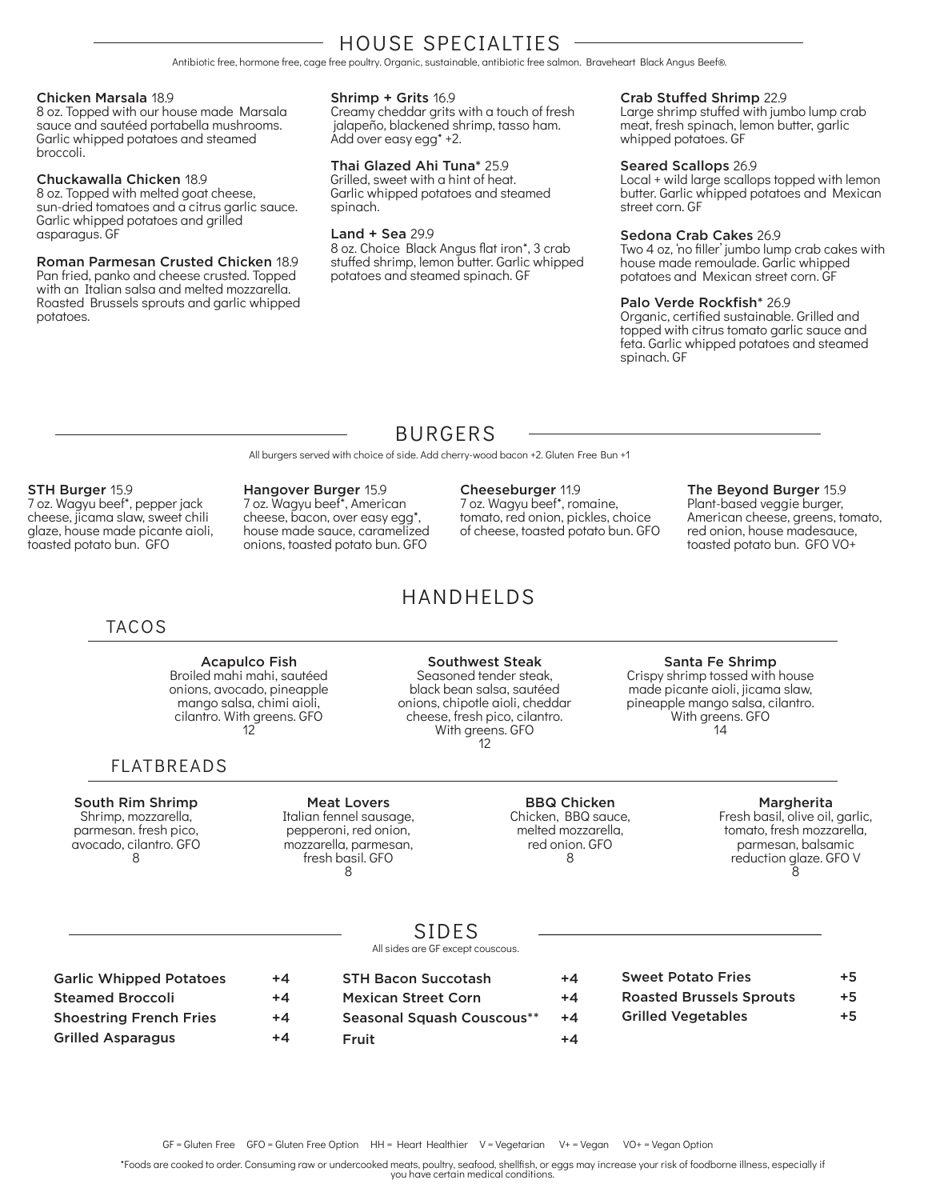## HOUSE SPECIALTIES

Antibiotic free, hormone free, cage free poultry. Organic, sustainable, antibiotic free salmon. Braveheart Black Angus Beef®.

**Chicken Marsala** 18.9
8 oz. Topped with our house made Marsala sauce and sautéed portabella mushrooms. Garlic whipped potatoes and steamed broccoli.

**Chuckawalla Chicken** 18.9
8 oz. Topped with melted goat cheese, sun-dried tomatoes and a citrus garlic sauce. Garlic whipped potatoes and grilled asparagus. GF

**Roman Parmesan Crusted Chicken** 18.9
Pan fried, panko and cheese crusted. Topped with an Italian salsa and melted mozzarella. Roasted Brussels sprouts and garlic whipped potatoes.

**Shrimp + Grits** 16.9
Creamy cheddar grits with a touch of fresh jalapeño, blackened shrimp, tasso ham. Add over easy egg* +2.

**Thai Glazed Ahi Tuna*** 25.9
Grilled, sweet with a hint of heat. Garlic whipped potatoes and steamed spinach.

**Land + Sea** 29.9
8 oz. Choice Black Angus flat iron*, 3 crab stuffed shrimp, lemon butter. Garlic whipped potatoes and steamed spinach. GF

**Crab Stuffed Shrimp** 22.9
Large shrimp stuffed with jumbo lump crab meat, fresh spinach, lemon butter, garlic whipped potatoes. GF

**Seared Scallops** 26.9
Local + wild large scallops topped with lemon butter. Garlic whipped potatoes and Mexican street corn. GF

**Sedona Crab Cakes** 26.9
Two 4 oz, 'no filler' jumbo lump crab cakes with house made remoulade. Garlic whipped potatoes and Mexican street corn. GF

**Palo Verde Rockfish*** 26.9
Organic, certified sustainable. Grilled and topped with citrus tomato garlic sauce and feta. Garlic whipped potatoes and steamed spinach. GF

## BURGERS

All burgers served with choice of side. Add cherry-wood bacon +2. Gluten Free Bun +1

**STH Burger** 15.9
7 oz. Wagyu beef*, pepper jack cheese, jicama slaw, sweet chili glaze, house made picante aioli, toasted potato bun. GFO

**Hangover Burger** 15.9
7 oz. Wagyu beef*, American cheese, bacon, over easy egg*, house made sauce, caramelized onions, toasted potato bun. GFO

**Cheeseburger** 11.9
7 oz. Wagyu beef*, romaine, tomato, red onion, pickles, choice of cheese, toasted potato bun. GFO

**The Beyond Burger** 15.9
Plant-based veggie burger, American cheese, greens, tomato, red onion, house madesauce, toasted potato bun. GFO VO+

## HANDHELDS

### TACOS

**Acapulco Fish**
Broiled mahi mahi, sautéed onions, avocado, pineapple mango salsa, chimi aioli, cilantro. With greens. GFO
12

**Southwest Steak**
Seasoned tender steak, black bean salsa, sautéed onions, chipotle aioli, cheddar cheese, fresh pico, cilantro. With greens. GFO
12

**Santa Fe Shrimp**
Crispy shrimp tossed with house made picante aioli, jicama slaw, pineapple mango salsa, cilantro. With greens. GFO
14

### FLATBREADS

**South Rim Shrimp**
Shrimp, mozzarella, parmesan. fresh pico, avocado, cilantro. GFO
8

**Meat Lovers**
Italian fennel sausage, pepperoni, red onion, mozzarella, parmesan, fresh basil. GFO
8

**BBQ Chicken**
Chicken, BBQ sauce, melted mozzarella, red onion. GFO
8

**Margherita**
Fresh basil, olive oil, garlic, tomato, fresh mozzarella, parmesan, balsamic reduction glaze. GFO V
8

## SIDES

All sides are GF except couscous.

| Side | Price |
|---|---|
| Garlic Whipped Potatoes | +4 |
| Steamed Broccoli | +4 |
| Shoestring French Fries | +4 |
| Grilled Asparagus | +4 |
| STH Bacon Succotash | +4 |
| Mexican Street Corn | +4 |
| Seasonal Squash Couscous** | +4 |
| Fruit | +4 |
| Sweet Potato Fries | +5 |
| Roasted Brussels Sprouts | +5 |
| Grilled Vegetables | +5 |

GF = Gluten Free GFO = Gluten Free Option HH = Heart Healthier V = Vegetarian V+ = Vegan VO+ = Vegan Option

*Foods are cooked to order. Consuming raw or undercooked meats, poultry, seafood, shellfish, or eggs may increase your risk of foodborne illness, especially if you have certain medical conditions.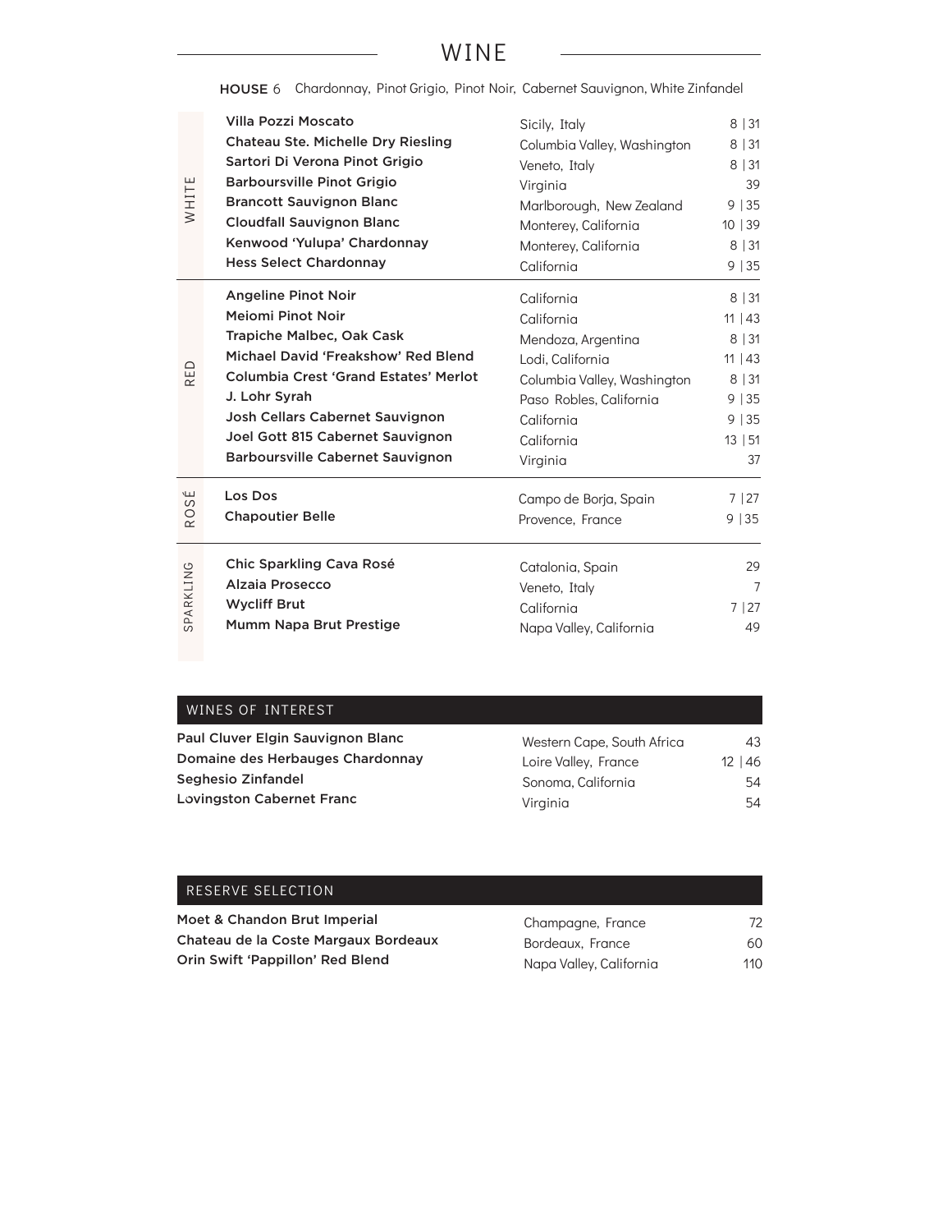# WINE

**HOUSE** 6 Chardonnay, Pinot Grigio, Pinot Noir, Cabernet Sauvignon, White Zinfandel

## WHITE

| Wine | Region | Price |
|---|---|---|
| Villa Pozzi Moscato | Sicily, Italy | 8 \| 31 |
| Chateau Ste. Michelle Dry Riesling | Columbia Valley, Washington | 8 \| 31 |
| Sartori Di Verona Pinot Grigio | Veneto, Italy | 8 \| 31 |
| Barboursville Pinot Grigio | Virginia | 39 |
| Brancott Sauvignon Blanc | Marlborough, New Zealand | 9 \| 35 |
| Cloudfall Sauvignon Blanc | Monterey, California | 10 \| 39 |
| Kenwood 'Yulupa' Chardonnay | Monterey, California | 8 \| 31 |
| Hess Select Chardonnay | California | 9 \| 35 |

## RED

| Wine | Region | Price |
|---|---|---|
| Angeline Pinot Noir | California | 8 \| 31 |
| Meiomi Pinot Noir | California | 11 \| 43 |
| Trapiche Malbec, Oak Cask | Mendoza, Argentina | 8 \| 31 |
| Michael David 'Freakshow' Red Blend | Lodi, California | 11 \| 43 |
| Columbia Crest 'Grand Estates' Merlot | Columbia Valley, Washington | 8 \| 31 |
| J. Lohr Syrah | Paso Robles, California | 9 \| 35 |
| Josh Cellars Cabernet Sauvignon | California | 9 \| 35 |
| Joel Gott 815 Cabernet Sauvignon | California | 13 \| 51 |
| Barboursville Cabernet Sauvignon | Virginia | 37 |

## ROSÉ

| Wine | Region | Price |
|---|---|---|
| Los Dos | Campo de Borja, Spain | 7 \| 27 |
| Chapoutier Belle | Provence, France | 9 \| 35 |

## SPARKLING

| Wine | Region | Price |
|---|---|---|
| Chic Sparkling Cava Rosé | Catalonia, Spain | 29 |
| Alzaia Prosecco | Veneto, Italy | 7 |
| Wycliff Brut | California | 7 \| 27 |
| Mumm Napa Brut Prestige | Napa Valley, California | 49 |

## WINES OF INTEREST

| Wine | Region | Price |
|---|---|---|
| Paul Cluver Elgin Sauvignon Blanc | Western Cape, South Africa | 43 |
| Domaine des Herbauges Chardonnay | Loire Valley, France | 12 \| 46 |
| Seghesio Zinfandel | Sonoma, California | 54 |
| Lovingston Cabernet Franc | Virginia | 54 |

## RESERVE SELECTION

| Wine | Region | Price |
|---|---|---|
| Moet & Chandon Brut Imperial | Champagne, France | 72 |
| Chateau de la Coste Margaux Bordeaux | Bordeaux, France | 60 |
| Orin Swift 'Pappillon' Red Blend | Napa Valley, California | 110 |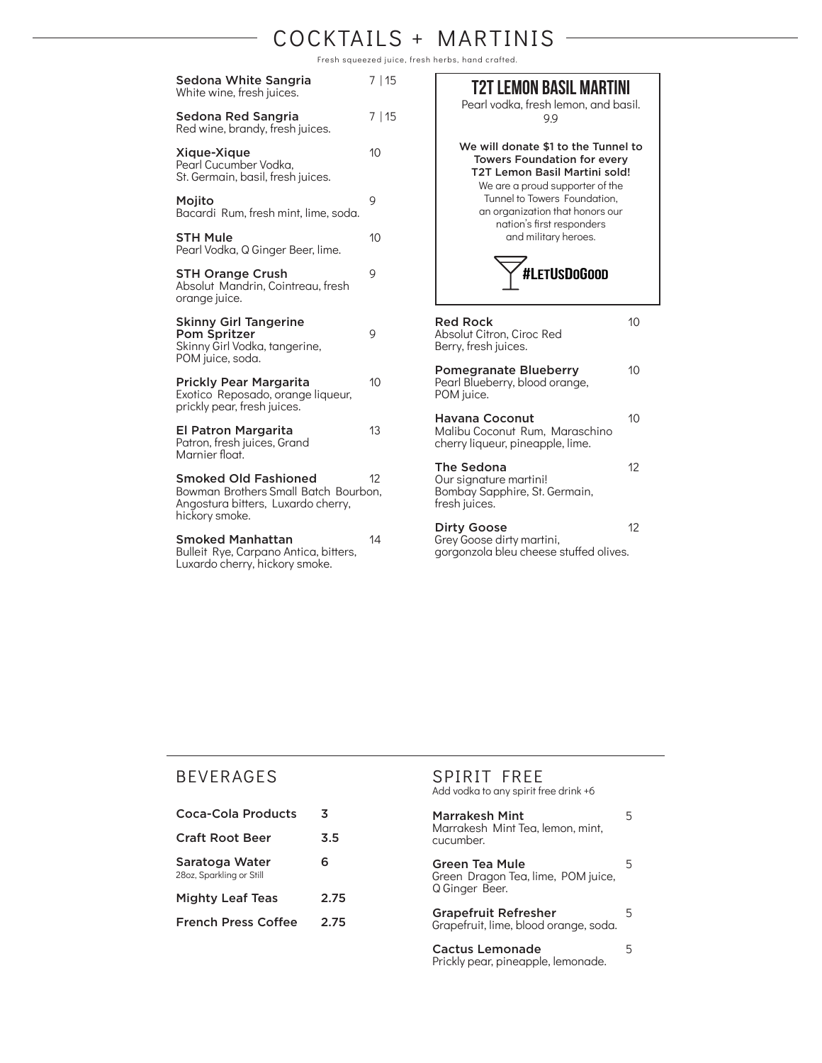# COCKTAILS + MARTINIS

Fresh squeezed juice, fresh herbs, hand crafted.

**Sedona White Sangria** 7 | 15
White wine, fresh juices.

**Sedona Red Sangria** 7 | 15
Red wine, brandy, fresh juices.

**Xique-Xique** 10
Pearl Cucumber Vodka, St. Germain, basil, fresh juices.

**Mojito** 9
Bacardi Rum, fresh mint, lime, soda.

**STH Mule** 10
Pearl Vodka, Q Ginger Beer, lime.

**STH Orange Crush** 9
Absolut Mandrin, Cointreau, fresh orange juice.

**Skinny Girl Tangerine Pom Spritzer** 9
Skinny Girl Vodka, tangerine, POM juice, soda.

**Prickly Pear Margarita** 10
Exotico Reposado, orange liqueur, prickly pear, fresh juices.

**El Patron Margarita** 13
Patron, fresh juices, Grand Marnier float.

**Smoked Old Fashioned** 12
Bowman Brothers Small Batch Bourbon, Angostura bitters, Luxardo cherry, hickory smoke.

**Smoked Manhattan** 14
Bulleit Rye, Carpano Antica, bitters, Luxardo cherry, hickory smoke.

## T2T LEMON BASIL MARTINI

Pearl vodka, fresh lemon, and basil.
9.9

**We will donate $1 to the Tunnel to Towers Foundation for every T2T Lemon Basil Martini sold!**
We are a proud supporter of the Tunnel to Towers Foundation, an organization that honors our nation's first responders and military heroes.

**#LetUsDoGood**

**Red Rock** 10
Absolut Citron, Ciroc Red Berry, fresh juices.

**Pomegranate Blueberry** 10
Pearl Blueberry, blood orange, POM juice.

**Havana Coconut** 10
Malibu Coconut Rum, Maraschino cherry liqueur, pineapple, lime.

**The Sedona** 12
Our signature martini! Bombay Sapphire, St. Germain, fresh juices.

**Dirty Goose** 12
Grey Goose dirty martini, gorgonzola bleu cheese stuffed olives.

# BEVERAGES

| | |
|---|---|
| **Coca-Cola Products** | 3 |
| **Craft Root Beer** | 3.5 |
| **Saratoga Water** (28oz, Sparkling or Still) | 6 |
| **Mighty Leaf Teas** | 2.75 |
| **French Press Coffee** | 2.75 |

# SPIRIT FREE

Add vodka to any spirit free drink +6

**Marrakesh Mint** 5
Marrakesh Mint Tea, lemon, mint, cucumber.

**Green Tea Mule** 5
Green Dragon Tea, lime, POM juice, Q Ginger Beer.

**Grapefruit Refresher** 5
Grapefruit, lime, blood orange, soda.

**Cactus Lemonade** 5
Prickly pear, pineapple, lemonade.